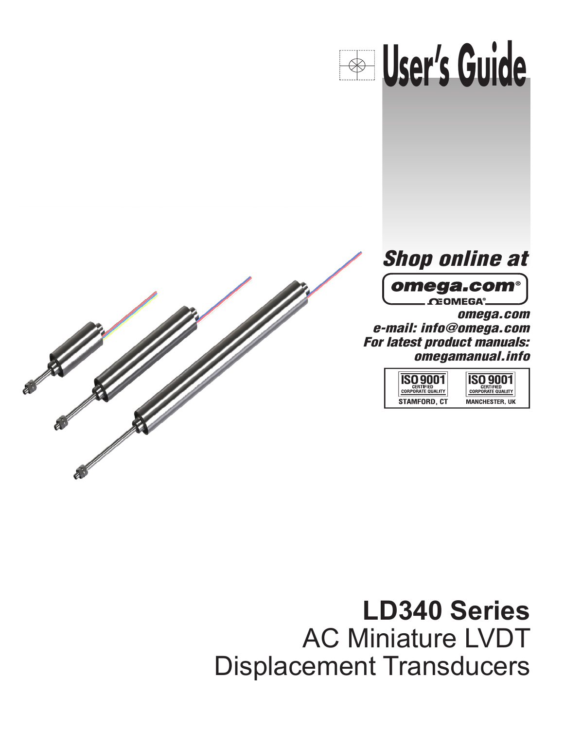# User's Guide

*Shop online at*

**omega.com®**

OMEGA®

*omega.com*
*e-mail: info@omega.com*
*For latest product manuals:*
*omegamanual.info*

ISO 9001 CERTIFIED CORPORATE QUALITY — STAMFORD, CT

ISO 9001 CERTIFIED CORPORATE QUALITY — MANCHESTER, UK

# LD340 Series
## AC Miniature LVDT Displacement Transducers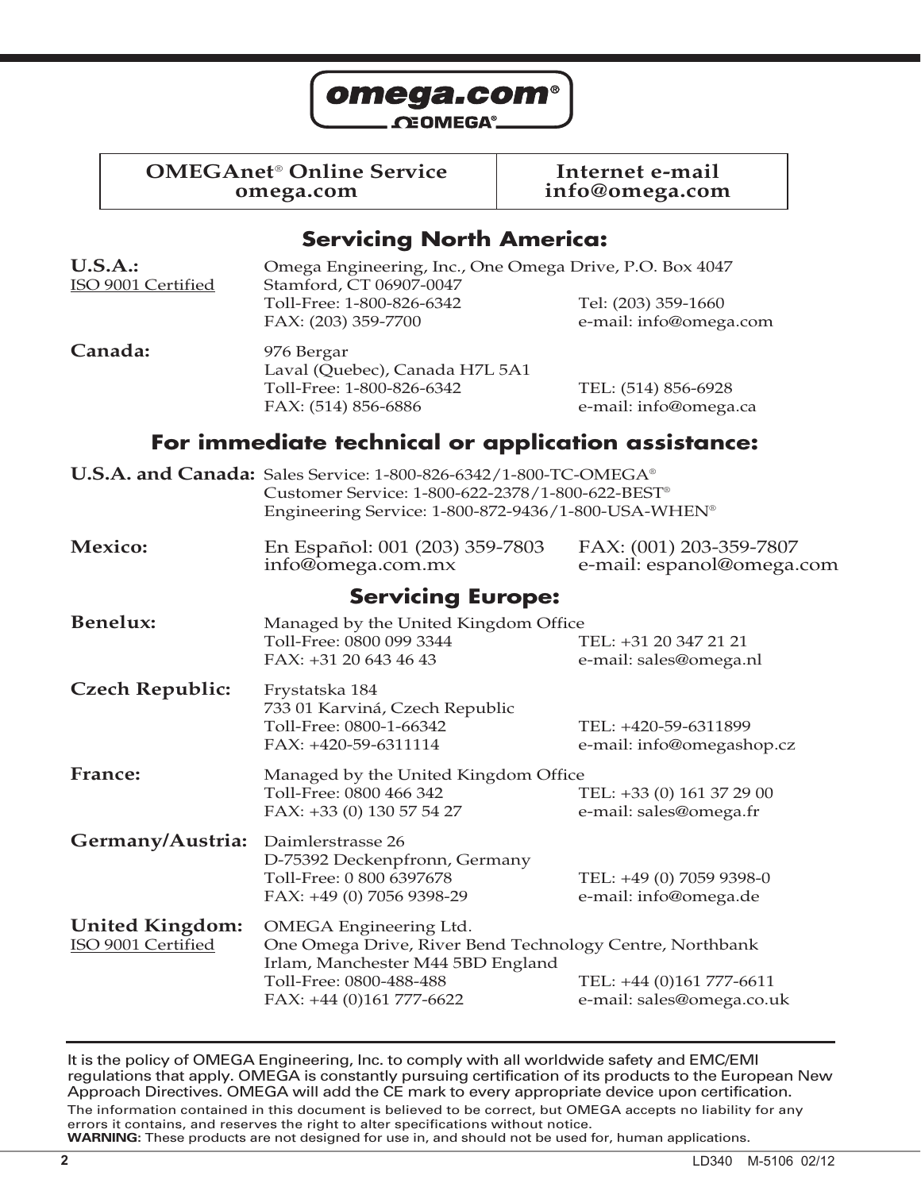omega.com®
OMEGA®

| OMEGAnet® Online Service omega.com | Internet e-mail info@omega.com |
|---|---|

## Servicing North America:

**U.S.A.:**
ISO 9001 Certified

Omega Engineering, Inc., One Omega Drive, P.O. Box 4047
Stamford, CT 06907-0047
Toll-Free: 1-800-826-6342 Tel: (203) 359-1660
FAX: (203) 359-7700 e-mail: info@omega.com

**Canada:**

976 Bergar
Laval (Quebec), Canada H7L 5A1
Toll-Free: 1-800-826-6342 TEL: (514) 856-6928
FAX: (514) 856-6886 e-mail: info@omega.ca

## For immediate technical or application assistance:

**U.S.A. and Canada:**

Sales Service: 1-800-826-6342/1-800-TC-OMEGA®
Customer Service: 1-800-622-2378/1-800-622-BEST®
Engineering Service: 1-800-872-9436/1-800-USA-WHEN®

**Mexico:**

En Español: 001 (203) 359-7803 FAX: (001) 203-359-7807
info@omega.com.mx e-mail: espanol@omega.com

## Servicing Europe:

**Benelux:**

Managed by the United Kingdom Office
Toll-Free: 0800 099 3344 TEL: +31 20 347 21 21
FAX: +31 20 643 46 43 e-mail: sales@omega.nl

**Czech Republic:**

Frystatska 184
733 01 Karviná, Czech Republic
Toll-Free: 0800-1-66342 TEL: +420-59-6311899
FAX: +420-59-6311114 e-mail: info@omegashop.cz

**France:**

Managed by the United Kingdom Office
Toll-Free: 0800 466 342 TEL: +33 (0) 161 37 29 00
FAX: +33 (0) 130 57 54 27 e-mail: sales@omega.fr

**Germany/Austria:**

Daimlerstrasse 26
D-75392 Deckenpfronn, Germany
Toll-Free: 0 800 6397678 TEL: +49 (0) 7059 9398-0
FAX: +49 (0) 7056 9398-29 e-mail: info@omega.de

**United Kingdom:**
ISO 9001 Certified

OMEGA Engineering Ltd.
One Omega Drive, River Bend Technology Centre, Northbank
Irlam, Manchester M44 5BD England
Toll-Free: 0800-488-488 TEL: +44 (0)161 777-6611
FAX: +44 (0)161 777-6622 e-mail: sales@omega.co.uk

It is the policy of OMEGA Engineering, Inc. to comply with all worldwide safety and EMC/EMI regulations that apply. OMEGA is constantly pursuing certification of its products to the European New Approach Directives. OMEGA will add the CE mark to every appropriate device upon certification.

The information contained in this document is believed to be correct, but OMEGA accepts no liability for any errors it contains, and reserves the right to alter specifications without notice.

**WARNING:** These products are not designed for use in, and should not be used for, human applications.

LD340 M-5106 02/12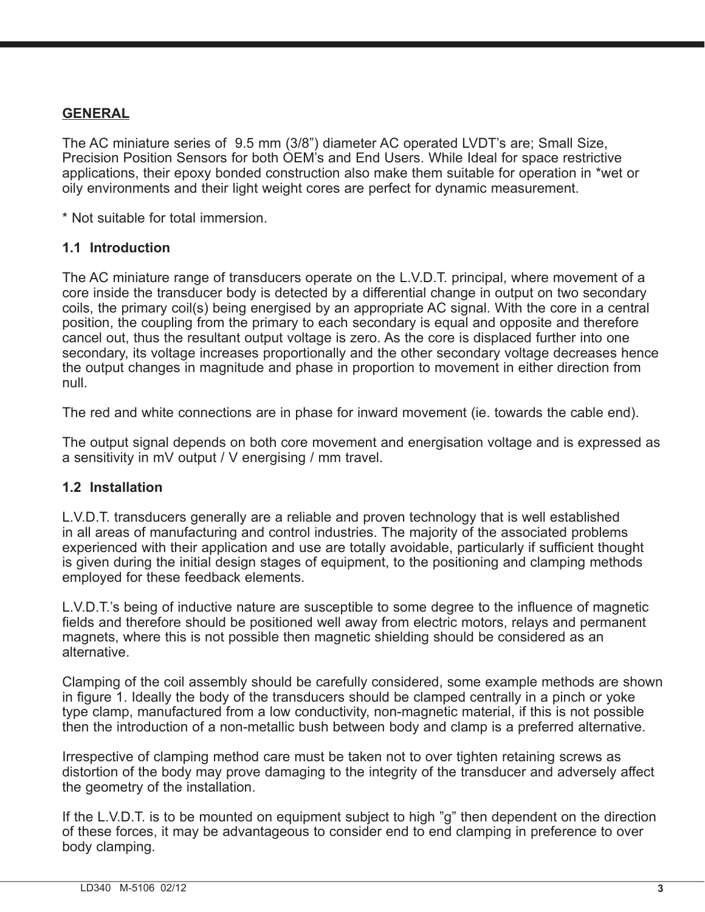## GENERAL

The AC miniature series of  9.5 mm (3/8”) diameter AC operated LVDT’s are; Small Size, Precision Position Sensors for both OEM’s and End Users. While Ideal for space restrictive applications, their epoxy bonded construction also make them suitable for operation in *wet or oily environments and their light weight cores are perfect for dynamic measurement.

* Not suitable for total immersion.

### 1.1  Introduction

The AC miniature range of transducers operate on the L.V.D.T. principal, where movement of a core inside the transducer body is detected by a differential change in output on two secondary coils, the primary coil(s) being energised by an appropriate AC signal. With the core in a central position, the coupling from the primary to each secondary is equal and opposite and therefore cancel out, thus the resultant output voltage is zero. As the core is displaced further into one secondary, its voltage increases proportionally and the other secondary voltage decreases hence the output changes in magnitude and phase in proportion to movement in either direction from null.

The red and white connections are in phase for inward movement (ie. towards the cable end).

The output signal depends on both core movement and energisation voltage and is expressed as a sensitivity in mV output / V energising / mm travel.

### 1.2  Installation

L.V.D.T. transducers generally are a reliable and proven technology that is well established in all areas of manufacturing and control industries. The majority of the associated problems experienced with their application and use are totally avoidable, particularly if sufficient thought is given during the initial design stages of equipment, to the positioning and clamping methods employed for these feedback elements.

L.V.D.T.’s being of inductive nature are susceptible to some degree to the influence of magnetic fields and therefore should be positioned well away from electric motors, relays and permanent magnets, where this is not possible then magnetic shielding should be considered as an alternative.

Clamping of the coil assembly should be carefully considered, some example methods are shown in figure 1. Ideally the body of the transducers should be clamped centrally in a pinch or yoke type clamp, manufactured from a low conductivity, non-magnetic material, if this is not possible then the introduction of a non-metallic bush between body and clamp is a preferred alternative.

Irrespective of clamping method care must be taken not to over tighten retaining screws as distortion of the body may prove damaging to the integrity of the transducer and adversely affect the geometry of the installation.

If the L.V.D.T. is to be mounted on equipment subject to high ”g” then dependent on the direction of these forces, it may be advantageous to consider end to end clamping in preference to over body clamping.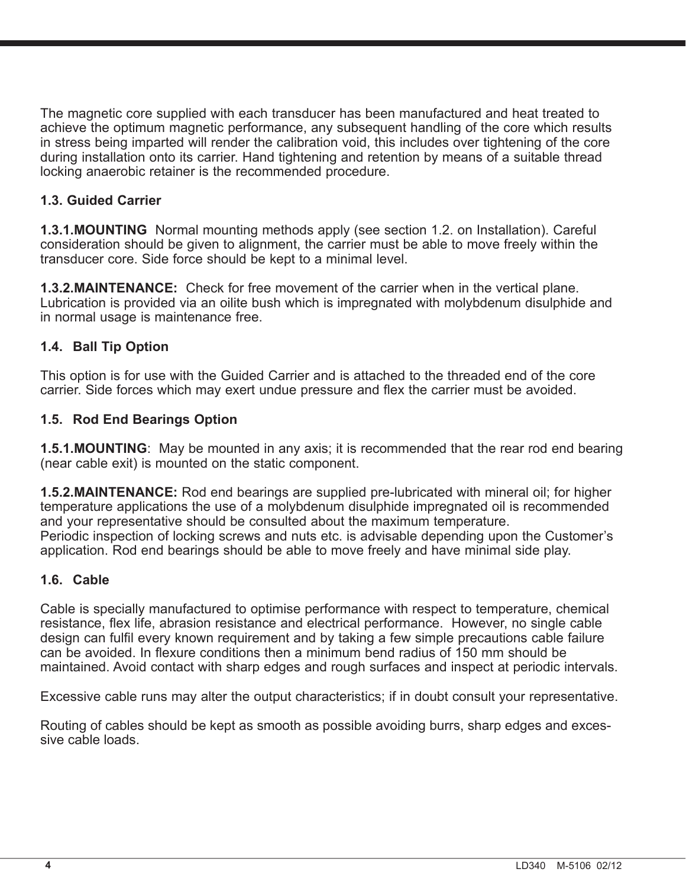The magnetic core supplied with each transducer has been manufactured and heat treated to achieve the optimum magnetic performance, any subsequent handling of the core which results in stress being imparted will render the calibration void, this includes over tightening of the core during installation onto its carrier. Hand tightening and retention by means of a suitable thread locking anaerobic retainer is the recommended procedure.

### 1.3. Guided Carrier

**1.3.1.MOUNTING** Normal mounting methods apply (see section 1.2. on Installation). Careful consideration should be given to alignment, the carrier must be able to move freely within the transducer core. Side force should be kept to a minimal level.

**1.3.2.MAINTENANCE:** Check for free movement of the carrier when in the vertical plane. Lubrication is provided via an oilite bush which is impregnated with molybdenum disulphide and in normal usage is maintenance free.

### 1.4. Ball Tip Option

This option is for use with the Guided Carrier and is attached to the threaded end of the core carrier. Side forces which may exert undue pressure and flex the carrier must be avoided.

### 1.5. Rod End Bearings Option

**1.5.1.MOUNTING**: May be mounted in any axis; it is recommended that the rear rod end bearing (near cable exit) is mounted on the static component.

**1.5.2.MAINTENANCE:** Rod end bearings are supplied pre-lubricated with mineral oil; for higher temperature applications the use of a molybdenum disulphide impregnated oil is recommended and your representative should be consulted about the maximum temperature.
Periodic inspection of locking screws and nuts etc. is advisable depending upon the Customer's application. Rod end bearings should be able to move freely and have minimal side play.

### 1.6. Cable

Cable is specially manufactured to optimise performance with respect to temperature, chemical resistance, flex life, abrasion resistance and electrical performance. However, no single cable design can fulfil every known requirement and by taking a few simple precautions cable failure can be avoided. In flexure conditions then a minimum bend radius of 150 mm should be maintained. Avoid contact with sharp edges and rough surfaces and inspect at periodic intervals.

Excessive cable runs may alter the output characteristics; if in doubt consult your representative.

Routing of cables should be kept as smooth as possible avoiding burrs, sharp edges and excessive cable loads.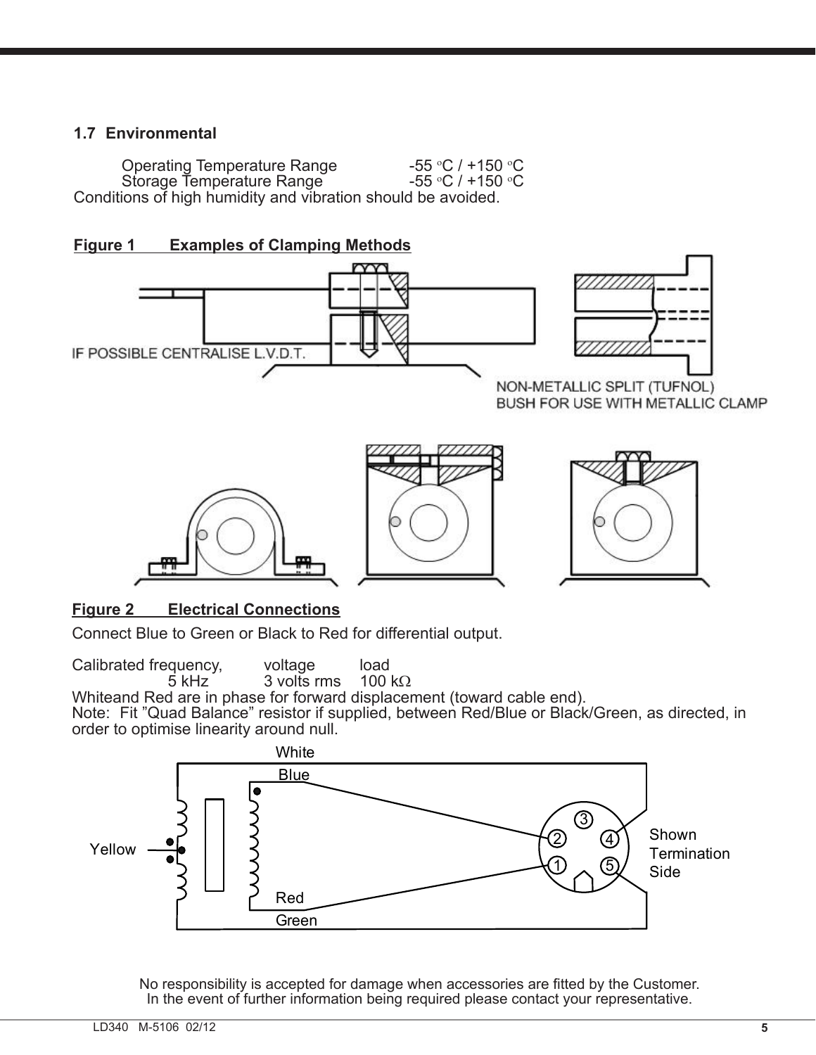### 1.7 Environmental

| | |
|---|---|
| Operating Temperature Range | -55 °C / +150 °C |
| Storage Temperature Range | -55 °C / +150 °C |

Conditions of high humidity and vibration should be avoided.

**Figure 1 Examples of Clamping Methods**

IF POSSIBLE CENTRALISE L.V.D.T.

NON-METALLIC SPLIT (TUFNOL) BUSH FOR USE WITH METALLIC CLAMP

**Figure 2 Electrical Connections**

Connect Blue to Green or Black to Red for differential output.

| Calibrated frequency, | voltage | load |
|---|---|---|
| 5 kHz | 3 volts rms | 100 kΩ |

Whiteand Red are in phase for forward displacement (toward cable end).

Note: Fit "Quad Balance" resistor if supplied, between Red/Blue or Black/Green, as directed, in order to optimise linearity around null.

White
Blue
Yellow
Red
Green
Shown Termination Side

No responsibility is accepted for damage when accessories are fitted by the Customer.
In the event of further information being required please contact your representative.

LD340 M-5106 02/12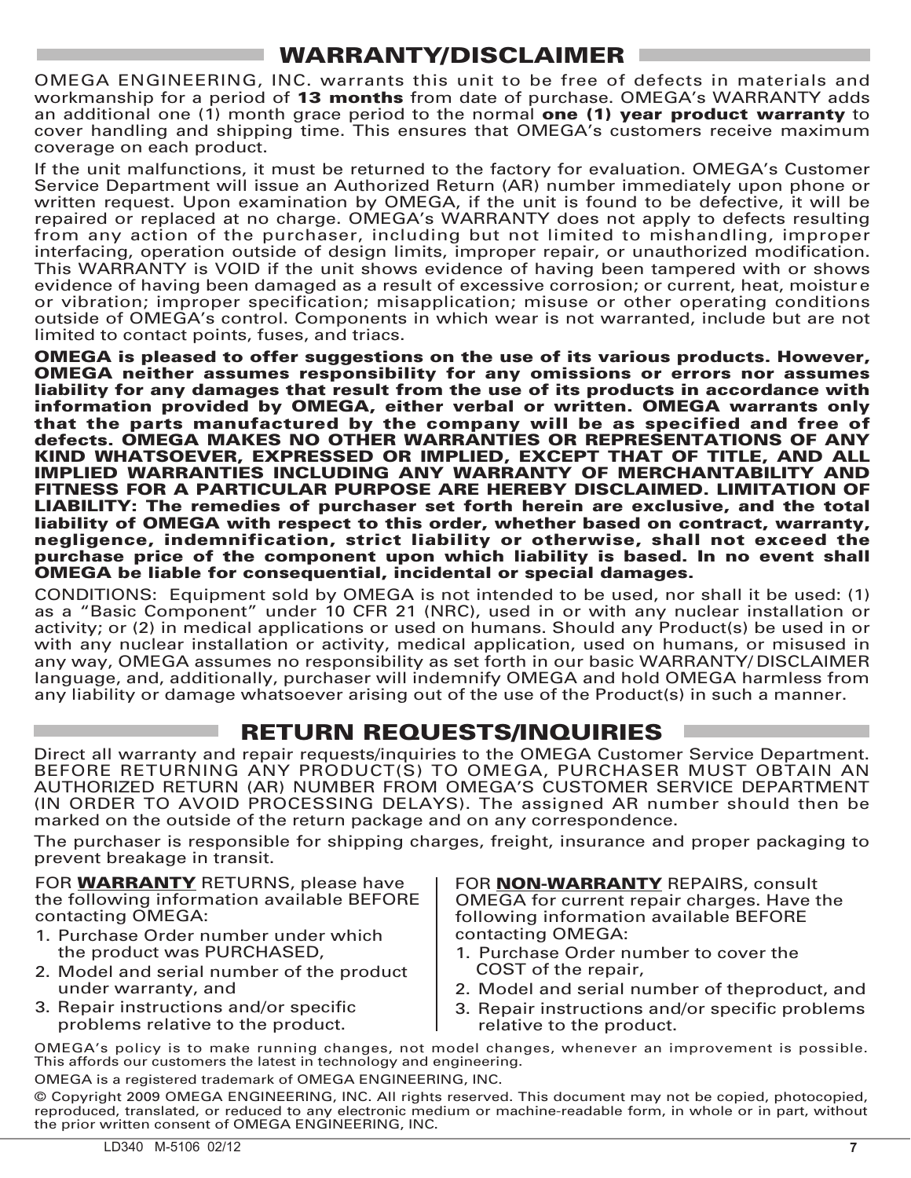## WARRANTY/DISCLAIMER

OMEGA ENGINEERING, INC. warrants this unit to be free of defects in materials and workmanship for a period of **13 months** from date of purchase. OMEGA's WARRANTY adds an additional one (1) month grace period to the normal **one (1) year product warranty** to cover handling and shipping time. This ensures that OMEGA's customers receive maximum coverage on each product.

If the unit malfunctions, it must be returned to the factory for evaluation. OMEGA's Customer Service Department will issue an Authorized Return (AR) number immediately upon phone or written request. Upon examination by OMEGA, if the unit is found to be defective, it will be repaired or replaced at no charge. OMEGA's WARRANTY does not apply to defects resulting from any action of the purchaser, including but not limited to mishandling, improper interfacing, operation outside of design limits, improper repair, or unauthorized modification. This WARRANTY is VOID if the unit shows evidence of having been tampered with or shows evidence of having been damaged as a result of excessive corrosion; or current, heat, moisture or vibration; improper specification; misapplication; misuse or other operating conditions outside of OMEGA's control. Components in which wear is not warranted, include but are not limited to contact points, fuses, and triacs.

**OMEGA is pleased to offer suggestions on the use of its various products. However, OMEGA neither assumes responsibility for any omissions or errors nor assumes liability for any damages that result from the use of its products in accordance with information provided by OMEGA, either verbal or written. OMEGA warrants only that the parts manufactured by the company will be as specified and free of defects. OMEGA MAKES NO OTHER WARRANTIES OR REPRESENTATIONS OF ANY KIND WHATSOEVER, EXPRESSED OR IMPLIED, EXCEPT THAT OF TITLE, AND ALL IMPLIED WARRANTIES INCLUDING ANY WARRANTY OF MERCHANTABILITY AND FITNESS FOR A PARTICULAR PURPOSE ARE HEREBY DISCLAIMED. LIMITATION OF LIABILITY: The remedies of purchaser set forth herein are exclusive, and the total liability of OMEGA with respect to this order, whether based on contract, warranty, negligence, indemnification, strict liability or otherwise, shall not exceed the purchase price of the component upon which liability is based. In no event shall OMEGA be liable for consequential, incidental or special damages.**

CONDITIONS: Equipment sold by OMEGA is not intended to be used, nor shall it be used: (1) as a "Basic Component" under 10 CFR 21 (NRC), used in or with any nuclear installation or activity; or (2) in medical applications or used on humans. Should any Product(s) be used in or with any nuclear installation or activity, medical application, used on humans, or misused in any way, OMEGA assumes no responsibility as set forth in our basic WARRANTY/DISCLAIMER language, and, additionally, purchaser will indemnify OMEGA and hold OMEGA harmless from any liability or damage whatsoever arising out of the use of the Product(s) in such a manner.

## RETURN REQUESTS/INQUIRIES

Direct all warranty and repair requests/inquiries to the OMEGA Customer Service Department. BEFORE RETURNING ANY PRODUCT(S) TO OMEGA, PURCHASER MUST OBTAIN AN AUTHORIZED RETURN (AR) NUMBER FROM OMEGA'S CUSTOMER SERVICE DEPARTMENT (IN ORDER TO AVOID PROCESSING DELAYS). The assigned AR number should then be marked on the outside of the return package and on any correspondence.

The purchaser is responsible for shipping charges, freight, insurance and proper packaging to prevent breakage in transit.

FOR **WARRANTY** RETURNS, please have the following information available BEFORE contacting OMEGA:

1. Purchase Order number under which the product was PURCHASED,
2. Model and serial number of the product under warranty, and
3. Repair instructions and/or specific problems relative to the product.

FOR **NON-WARRANTY** REPAIRS, consult OMEGA for current repair charges. Have the following information available BEFORE contacting OMEGA:

1. Purchase Order number to cover the COST of the repair,
2. Model and serial number of theproduct, and
3. Repair instructions and/or specific problems relative to the product.

OMEGA's policy is to make running changes, not model changes, whenever an improvement is possible. This affords our customers the latest in technology and engineering.

OMEGA is a registered trademark of OMEGA ENGINEERING, INC.

© Copyright 2009 OMEGA ENGINEERING, INC. All rights reserved. This document may not be copied, photocopied, reproduced, translated, or reduced to any electronic medium or machine-readable form, in whole or in part, without the prior written consent of OMEGA ENGINEERING, INC.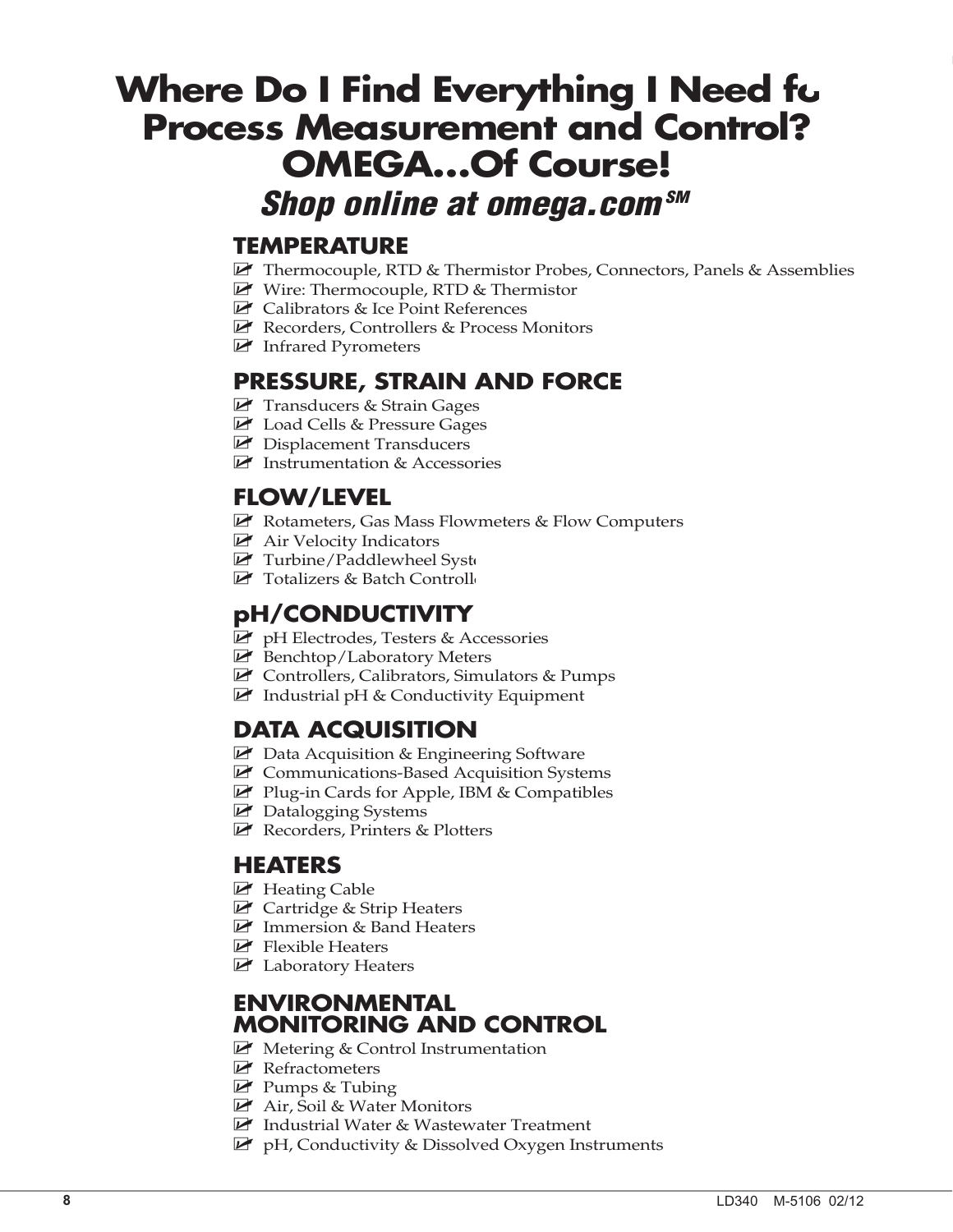# Where Do I Find Everything I Need fo Process Measurement and Control? OMEGA…Of Course!

## *Shop online at omega.com℠*

### TEMPERATURE

- Thermocouple, RTD & Thermistor Probes, Connectors, Panels & Assemblies
- Wire: Thermocouple, RTD & Thermistor
- Calibrators & Ice Point References
- Recorders, Controllers & Process Monitors
- Infrared Pyrometers

### PRESSURE, STRAIN AND FORCE

- Transducers & Strain Gages
- Load Cells & Pressure Gages
- Displacement Transducers
- Instrumentation & Accessories

### FLOW/LEVEL

- Rotameters, Gas Mass Flowmeters & Flow Computers
- Air Velocity Indicators
- Turbine/Paddlewheel Syst
- Totalizers & Batch Controll

### pH/CONDUCTIVITY

- pH Electrodes, Testers & Accessories
- Benchtop/Laboratory Meters
- Controllers, Calibrators, Simulators & Pumps
- Industrial pH & Conductivity Equipment

### DATA ACQUISITION

- Data Acquisition & Engineering Software
- Communications-Based Acquisition Systems
- Plug-in Cards for Apple, IBM & Compatibles
- Datalogging Systems
- Recorders, Printers & Plotters

### HEATERS

- Heating Cable
- Cartridge & Strip Heaters
- Immersion & Band Heaters
- Flexible Heaters
- Laboratory Heaters

### ENVIRONMENTAL MONITORING AND CONTROL

- Metering & Control Instrumentation
- Refractometers
- Pumps & Tubing
- Air, Soil & Water Monitors
- Industrial Water & Wastewater Treatment
- pH, Conductivity & Dissolved Oxygen Instruments

LD340 M-5106 02/12